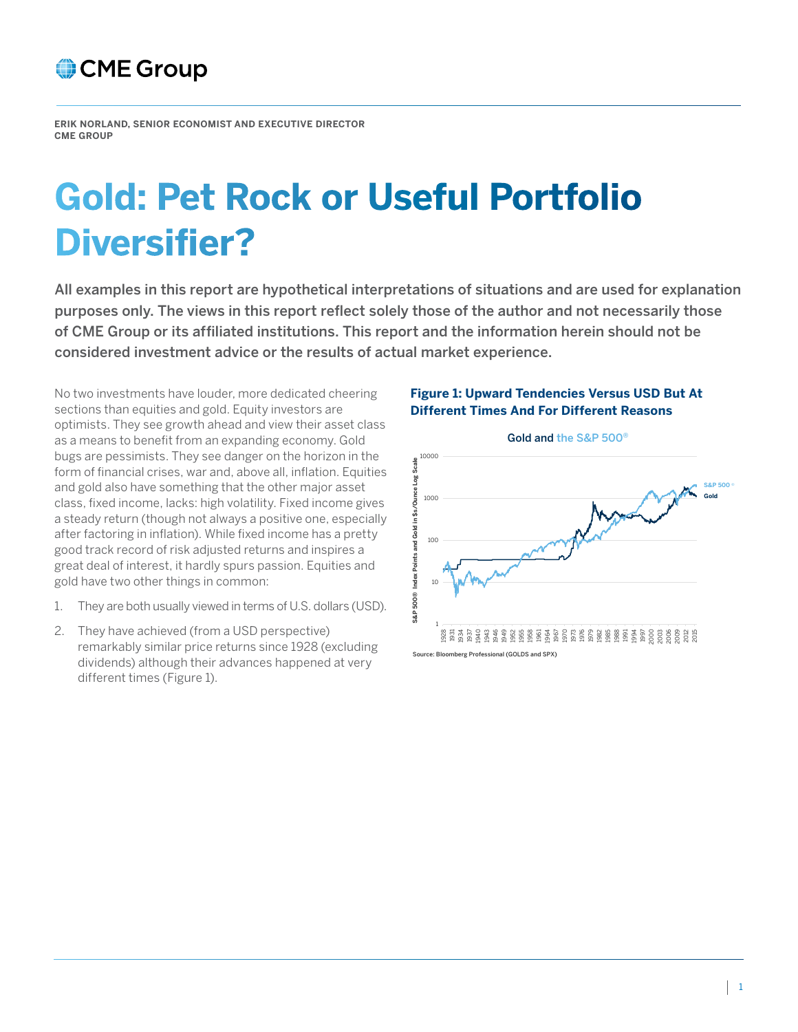ERIK NORLAND, SENIOR ECONOMIST AND EXECUTIVE DIRECTOR
CME GROUP

# Gold: Pet Rock or Useful Portfolio Diversifier?

**All examples in this report are hypothetical interpretations of situations and are used for explanation purposes only. The views in this report reflect solely those of the author and not necessarily those of CME Group or its affiliated institutions. This report and the information herein should not be considered investment advice or the results of actual market experience.**

No two investments have louder, more dedicated cheering sections than equities and gold. Equity investors are optimists. They see growth ahead and view their asset class as a means to benefit from an expanding economy. Gold bugs are pessimists. They see danger on the horizon in the form of financial crises, war and, above all, inflation. Equities and gold also have something that the other major asset class, fixed income, lacks: high volatility. Fixed income gives a steady return (though not always a positive one, especially after factoring in inflation). While fixed income has a pretty good track record of risk adjusted returns and inspires a great deal of interest, it hardly spurs passion. Equities and gold have two other things in common:

1. They are both usually viewed in terms of U.S. dollars (USD).
2. They have achieved (from a USD perspective) remarkably similar price returns since 1928 (excluding dividends) although their advances happened at very different times (Figure 1).

**Figure 1: Upward Tendencies Versus USD But At Different Times And For Different Reasons**

Source: Bloomberg Professional (GOLDS and SPX)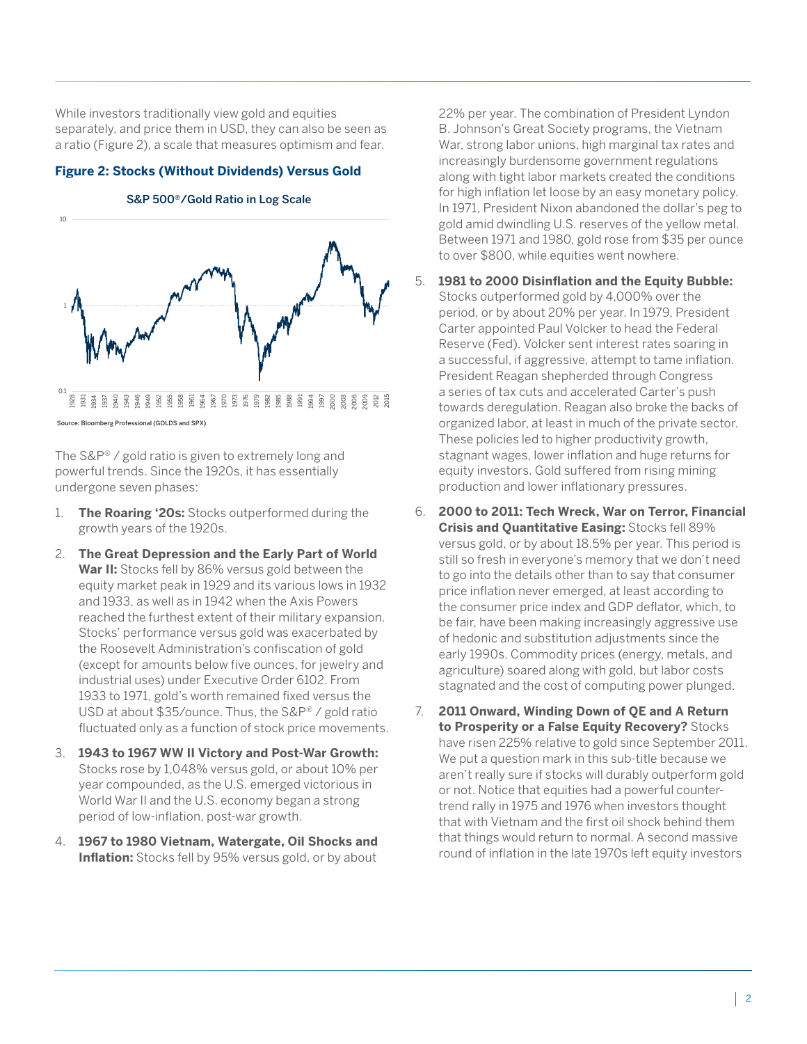While investors traditionally view gold and equities separately, and price them in USD, they can also be seen as a ratio (Figure 2), a scale that measures optimism and fear.

**Figure 2: Stocks (Without Dividends) Versus Gold**

S&P 500®/Gold Ratio in Log Scale

Source: Bloomberg Professional (GOLDS and SPX)

The S&P® / gold ratio is given to extremely long and powerful trends. Since the 1920s, it has essentially undergone seven phases:

1. **The Roaring '20s:** Stocks outperformed during the growth years of the 1920s.
2. **The Great Depression and the Early Part of World War II:** Stocks fell by 86% versus gold between the equity market peak in 1929 and its various lows in 1932 and 1933, as well as in 1942 when the Axis Powers reached the furthest extent of their military expansion. Stocks' performance versus gold was exacerbated by the Roosevelt Administration's confiscation of gold (except for amounts below five ounces, for jewelry and industrial uses) under Executive Order 6102. From 1933 to 1971, gold's worth remained fixed versus the USD at about $35/ounce. Thus, the S&P® / gold ratio fluctuated only as a function of stock price movements.
3. **1943 to 1967 WW II Victory and Post-War Growth:** Stocks rose by 1,048% versus gold, or about 10% per year compounded, as the U.S. emerged victorious in World War II and the U.S. economy began a strong period of low-inflation, post-war growth.
4. **1967 to 1980 Vietnam, Watergate, Oil Shocks and Inflation:** Stocks fell by 95% versus gold, or by about 22% per year. The combination of President Lyndon B. Johnson's Great Society programs, the Vietnam War, strong labor unions, high marginal tax rates and increasingly burdensome government regulations along with tight labor markets created the conditions for high inflation let loose by an easy monetary policy. In 1971, President Nixon abandoned the dollar's peg to gold amid dwindling U.S. reserves of the yellow metal. Between 1971 and 1980, gold rose from $35 per ounce to over $800, while equities went nowhere.
5. **1981 to 2000 Disinflation and the Equity Bubble:** Stocks outperformed gold by 4,000% over the period, or by about 20% per year. In 1979, President Carter appointed Paul Volcker to head the Federal Reserve (Fed). Volcker sent interest rates soaring in a successful, if aggressive, attempt to tame inflation. President Reagan shepherded through Congress a series of tax cuts and accelerated Carter's push towards deregulation. Reagan also broke the backs of organized labor, at least in much of the private sector. These policies led to higher productivity growth, stagnant wages, lower inflation and huge returns for equity investors. Gold suffered from rising mining production and lower inflationary pressures.
6. **2000 to 2011: Tech Wreck, War on Terror, Financial Crisis and Quantitative Easing:** Stocks fell 89% versus gold, or by about 18.5% per year. This period is still so fresh in everyone's memory that we don't need to go into the details other than to say that consumer price inflation never emerged, at least according to the consumer price index and GDP deflator, which, to be fair, have been making increasingly aggressive use of hedonic and substitution adjustments since the early 1990s. Commodity prices (energy, metals, and agriculture) soared along with gold, but labor costs stagnated and the cost of computing power plunged.
7. **2011 Onward, Winding Down of QE and A Return to Prosperity or a False Equity Recovery?** Stocks have risen 225% relative to gold since September 2011. We put a question mark in this sub-title because we aren't really sure if stocks will durably outperform gold or not. Notice that equities had a powerful counter-trend rally in 1975 and 1976 when investors thought that with Vietnam and the first oil shock behind them that things would return to normal. A second massive round of inflation in the late 1970s left equity investors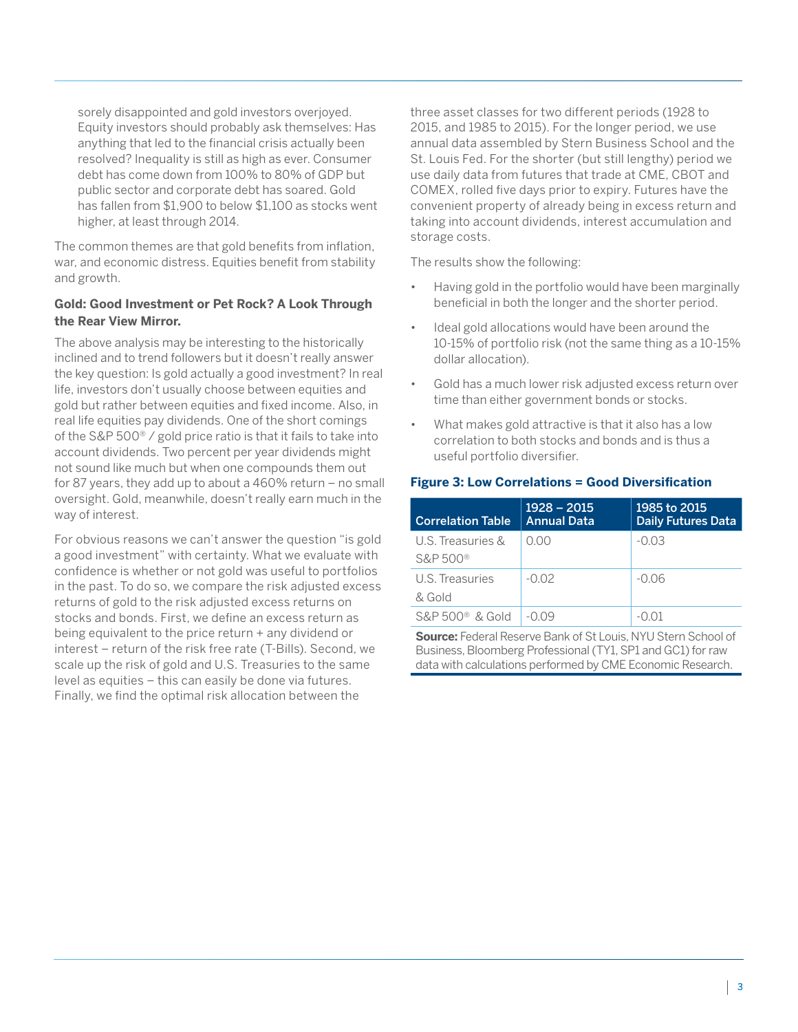sorely disappointed and gold investors overjoyed. Equity investors should probably ask themselves: Has anything that led to the financial crisis actually been resolved? Inequality is still as high as ever. Consumer debt has come down from 100% to 80% of GDP but public sector and corporate debt has soared. Gold has fallen from $1,900 to below $1,100 as stocks went higher, at least through 2014.

The common themes are that gold benefits from inflation, war, and economic distress. Equities benefit from stability and growth.

**Gold: Good Investment or Pet Rock? A Look Through the Rear View Mirror.**

The above analysis may be interesting to the historically inclined and to trend followers but it doesn't really answer the key question: Is gold actually a good investment? In real life, investors don't usually choose between equities and gold but rather between equities and fixed income. Also, in real life equities pay dividends. One of the short comings of the S&P 500® / gold price ratio is that it fails to take into account dividends. Two percent per year dividends might not sound like much but when one compounds them out for 87 years, they add up to about a 460% return – no small oversight. Gold, meanwhile, doesn't really earn much in the way of interest.

For obvious reasons we can't answer the question "is gold a good investment" with certainty. What we evaluate with confidence is whether or not gold was useful to portfolios in the past. To do so, we compare the risk adjusted excess returns of gold to the risk adjusted excess returns on stocks and bonds. First, we define an excess return as being equivalent to the price return + any dividend or interest – return of the risk free rate (T-Bills). Second, we scale up the risk of gold and U.S. Treasuries to the same level as equities – this can easily be done via futures. Finally, we find the optimal risk allocation between the three asset classes for two different periods (1928 to 2015, and 1985 to 2015). For the longer period, we use annual data assembled by Stern Business School and the St. Louis Fed. For the shorter (but still lengthy) period we use daily data from futures that trade at CME, CBOT and COMEX, rolled five days prior to expiry. Futures have the convenient property of already being in excess return and taking into account dividends, interest accumulation and storage costs.

The results show the following:

- Having gold in the portfolio would have been marginally beneficial in both the longer and the shorter period.
- Ideal gold allocations would have been around the 10-15% of portfolio risk (not the same thing as a 10-15% dollar allocation).
- Gold has a much lower risk adjusted excess return over time than either government bonds or stocks.
- What makes gold attractive is that it also has a low correlation to both stocks and bonds and is thus a useful portfolio diversifier.

**Figure 3: Low Correlations = Good Diversification**

| Correlation Table | 1928 – 2015 Annual Data | 1985 to 2015 Daily Futures Data |
|---|---|---|
| U.S. Treasuries & S&P 500® | 0.00 | -0.03 |
| U.S. Treasuries & Gold | -0.02 | -0.06 |
| S&P 500® & Gold | -0.09 | -0.01 |

**Source:** Federal Reserve Bank of St Louis, NYU Stern School of Business, Bloomberg Professional (TY1, SP1 and GC1) for raw data with calculations performed by CME Economic Research.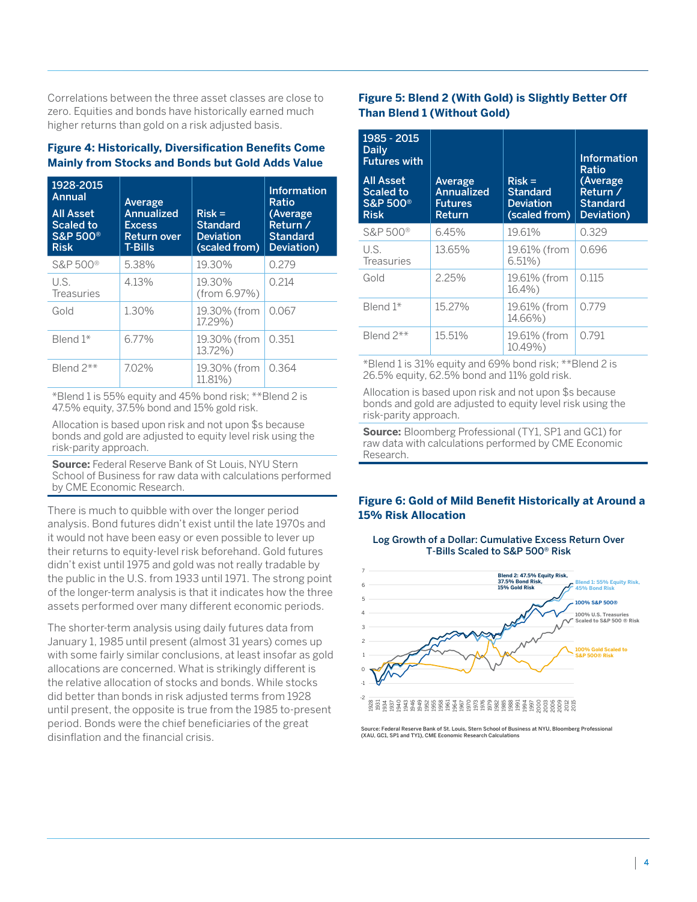Correlations between the three asset classes are close to zero. Equities and bonds have historically earned much higher returns than gold on a risk adjusted basis.

### Figure 4: Historically, Diversification Benefits Come Mainly from Stocks and Bonds but Gold Adds Value

| 1928-2015 Annual All Asset Scaled to S&P 500® Risk | Average Annualized Excess Return over T-Bills | Risk = Standard Deviation (scaled from) | Information Ratio (Average Return / Standard Deviation) |
|---|---|---|---|
| S&P 500® | 5.38% | 19.30% | 0.279 |
| U.S. Treasuries | 4.13% | 19.30% (from 6.97%) | 0.214 |
| Gold | 1.30% | 19.30% (from 17.29%) | 0.067 |
| Blend 1* | 6.77% | 19.30% (from 13.72%) | 0.351 |
| Blend 2** | 7.02% | 19.30% (from 11.81%) | 0.364 |

*Blend 1 is 55% equity and 45% bond risk; **Blend 2 is 47.5% equity, 37.5% bond and 15% gold risk.

Allocation is based upon risk and not upon $s because bonds and gold are adjusted to equity level risk using the risk-parity approach.

**Source:** Federal Reserve Bank of St Louis, NYU Stern School of Business for raw data with calculations performed by CME Economic Research.

There is much to quibble with over the longer period analysis. Bond futures didn't exist until the late 1970s and it would not have been easy or even possible to lever up their returns to equity-level risk beforehand. Gold futures didn't exist until 1975 and gold was not really tradable by the public in the U.S. from 1933 until 1971. The strong point of the longer-term analysis is that it indicates how the three assets performed over many different economic periods.

The shorter-term analysis using daily futures data from January 1, 1985 until present (almost 31 years) comes up with some fairly similar conclusions, at least insofar as gold allocations are concerned. What is strikingly different is the relative allocation of stocks and bonds. While stocks did better than bonds in risk adjusted terms from 1928 until present, the opposite is true from the 1985 to-present period. Bonds were the chief beneficiaries of the great disinflation and the financial crisis.

### Figure 5: Blend 2 (With Gold) is Slightly Better Off Than Blend 1 (Without Gold)

| 1985 - 2015 Daily Futures with All Asset Scaled to S&P 500® Risk | Average Annualized Futures Return | Risk = Standard Deviation (scaled from) | Information Ratio (Average Return / Standard Deviation) |
|---|---|---|---|
| S&P 500® | 6.45% | 19.61% | 0.329 |
| U.S. Treasuries | 13.65% | 19.61% (from 6.51%) | 0.696 |
| Gold | 2.25% | 19.61% (from 16.4%) | 0.115 |
| Blend 1* | 15.27% | 19.61% (from 14.66%) | 0.779 |
| Blend 2** | 15.51% | 19.61% (from 10.49%) | 0.791 |

*Blend 1 is 31% equity and 69% bond risk; **Blend 2 is 26.5% equity, 62.5% bond and 11% gold risk.

Allocation is based upon risk and not upon $s because bonds and gold are adjusted to equity level risk using the risk-parity approach.

**Source:** Bloomberg Professional (TY1, SP1 and GC1) for raw data with calculations performed by CME Economic Research.

### Figure 6: Gold of Mild Benefit Historically at Around a 15% Risk Allocation

Log Growth of a Dollar: Cumulative Excess Return Over T-Bills Scaled to S&P 500® Risk

Source: Federal Reserve Bank of St. Louis, Stern School of Business at NYU, Bloomberg Professional (XAU, GC1, SP1 and TY1), CME Economic Research Calculations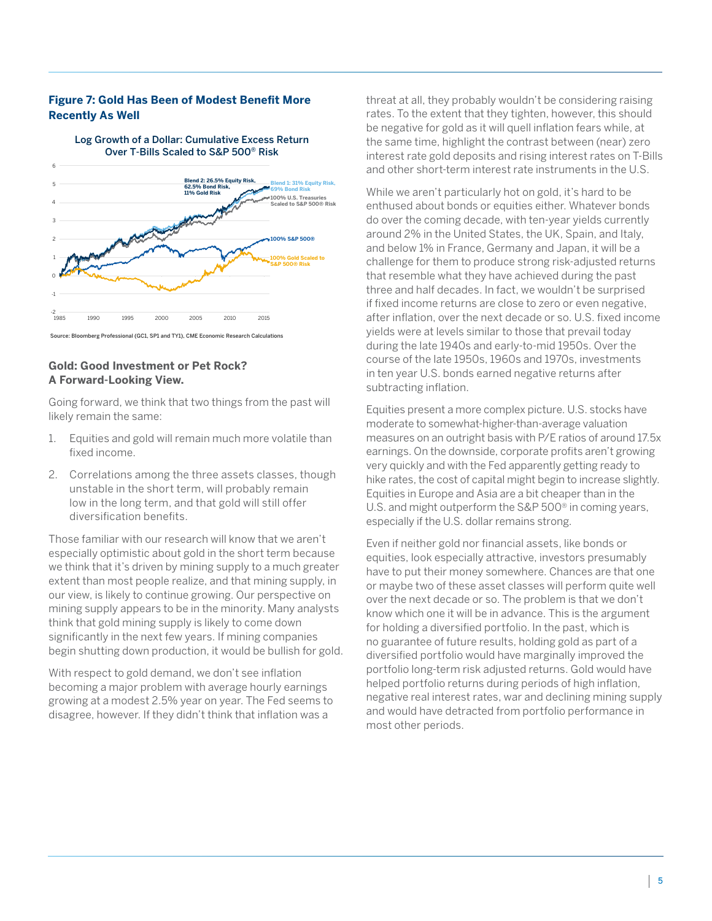**Figure 7: Gold Has Been of Modest Benefit More Recently As Well**

Log Growth of a Dollar: Cumulative Excess Return Over T-Bills Scaled to S&P 500® Risk

6
5
4
3
2
1
0
-1
-2

1985 1990 1995 2000 2005 2010 2015

Blend 2: 26.5% Equity Risk, 62.5% Bond Risk, 11% Gold Risk

Blend 1: 31% Equity Risk, 69% Bond Risk

100% U.S. Treasuries Scaled to S&P 500® Risk

100% S&P 500®

100% Gold Scaled to S&P 500® Risk

Source: Bloomberg Professional (GC1, SP1 and TY1), CME Economic Research Calculations

### Gold: Good Investment or Pet Rock? A Forward-Looking View.

Going forward, we think that two things from the past will likely remain the same:

1. Equities and gold will remain much more volatile than fixed income.
2. Correlations among the three assets classes, though unstable in the short term, will probably remain low in the long term, and that gold will still offer diversification benefits.

Those familiar with our research will know that we aren't especially optimistic about gold in the short term because we think that it's driven by mining supply to a much greater extent than most people realize, and that mining supply, in our view, is likely to continue growing. Our perspective on mining supply appears to be in the minority. Many analysts think that gold mining supply is likely to come down significantly in the next few years. If mining companies begin shutting down production, it would be bullish for gold.

With respect to gold demand, we don't see inflation becoming a major problem with average hourly earnings growing at a modest 2.5% year on year. The Fed seems to disagree, however. If they didn't think that inflation was a threat at all, they probably wouldn't be considering raising rates. To the extent that they tighten, however, this should be negative for gold as it will quell inflation fears while, at the same time, highlight the contrast between (near) zero interest rate gold deposits and rising interest rates on T-Bills and other short-term interest rate instruments in the U.S.

While we aren't particularly hot on gold, it's hard to be enthused about bonds or equities either. Whatever bonds do over the coming decade, with ten-year yields currently around 2% in the United States, the UK, Spain, and Italy, and below 1% in France, Germany and Japan, it will be a challenge for them to produce strong risk-adjusted returns that resemble what they have achieved during the past three and half decades. In fact, we wouldn't be surprised if fixed income returns are close to zero or even negative, after inflation, over the next decade or so. U.S. fixed income yields were at levels similar to those that prevail today during the late 1940s and early-to-mid 1950s. Over the course of the late 1950s, 1960s and 1970s, investments in ten year U.S. bonds earned negative returns after subtracting inflation.

Equities present a more complex picture. U.S. stocks have moderate to somewhat-higher-than-average valuation measures on an outright basis with P/E ratios of around 17.5x earnings. On the downside, corporate profits aren't growing very quickly and with the Fed apparently getting ready to hike rates, the cost of capital might begin to increase slightly. Equities in Europe and Asia are a bit cheaper than in the U.S. and might outperform the S&P 500® in coming years, especially if the U.S. dollar remains strong.

Even if neither gold nor financial assets, like bonds or equities, look especially attractive, investors presumably have to put their money somewhere. Chances are that one or maybe two of these asset classes will perform quite well over the next decade or so. The problem is that we don't know which one it will be in advance. This is the argument for holding a diversified portfolio. In the past, which is no guarantee of future results, holding gold as part of a diversified portfolio would have marginally improved the portfolio long-term risk adjusted returns. Gold would have helped portfolio returns during periods of high inflation, negative real interest rates, war and declining mining supply and would have detracted from portfolio performance in most other periods.